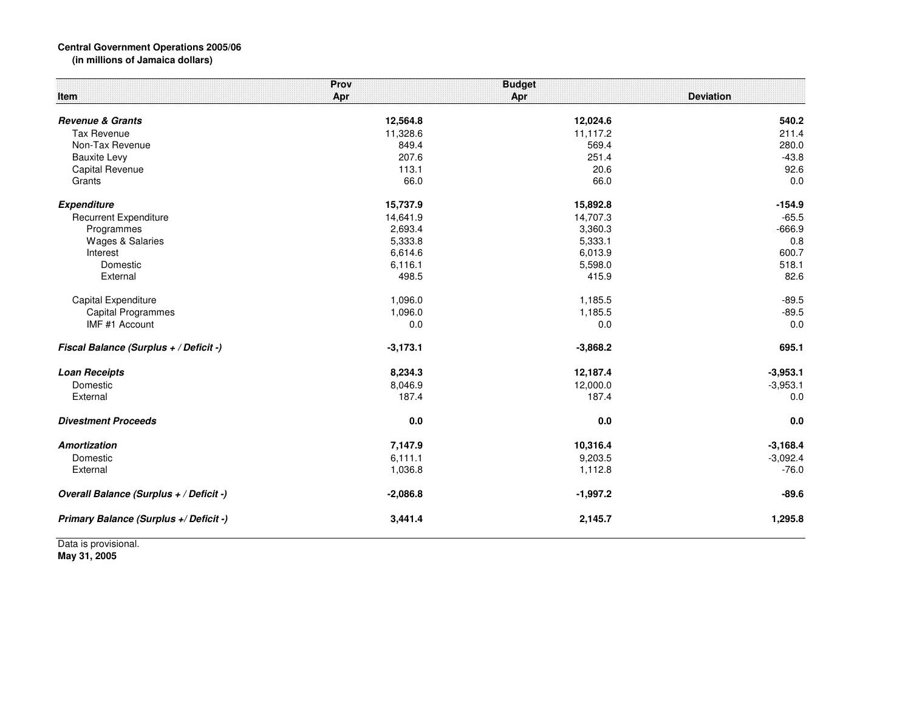**Central Government Operations 2005/06**
**(in millions of Jamaica dollars)**

| Item | Prov Apr | Budget Apr | Deviation |
|---|---|---|---|
| ***Revenue & Grants*** | **12,564.8** | **12,024.6** | **540.2** |
| Tax Revenue | 11,328.6 | 11,117.2 | 211.4 |
| Non-Tax Revenue | 849.4 | 569.4 | 280.0 |
| Bauxite Levy | 207.6 | 251.4 | -43.8 |
| Capital Revenue | 113.1 | 20.6 | 92.6 |
| Grants | 66.0 | 66.0 | 0.0 |
| ***Expenditure*** | **15,737.9** | **15,892.8** | **-154.9** |
| Recurrent Expenditure | 14,641.9 | 14,707.3 | -65.5 |
| Programmes | 2,693.4 | 3,360.3 | -666.9 |
| Wages & Salaries | 5,333.8 | 5,333.1 | 0.8 |
| Interest | 6,614.6 | 6,013.9 | 600.7 |
| Domestic | 6,116.1 | 5,598.0 | 518.1 |
| External | 498.5 | 415.9 | 82.6 |
| Capital Expenditure | 1,096.0 | 1,185.5 | -89.5 |
| Capital Programmes | 1,096.0 | 1,185.5 | -89.5 |
| IMF #1 Account | 0.0 | 0.0 | 0.0 |
| ***Fiscal Balance (Surplus + / Deficit -)*** | **-3,173.1** | **-3,868.2** | **695.1** |
| ***Loan Receipts*** | **8,234.3** | **12,187.4** | **-3,953.1** |
| Domestic | 8,046.9 | 12,000.0 | -3,953.1 |
| External | 187.4 | 187.4 | 0.0 |
| ***Divestment Proceeds*** | **0.0** | **0.0** | **0.0** |
| ***Amortization*** | **7,147.9** | **10,316.4** | **-3,168.4** |
| Domestic | 6,111.1 | 9,203.5 | -3,092.4 |
| External | 1,036.8 | 1,112.8 | -76.0 |
| ***Overall Balance (Surplus + / Deficit -)*** | **-2,086.8** | **-1,997.2** | **-89.6** |
| ***Primary Balance (Surplus +/ Deficit -)*** | **3,441.4** | **2,145.7** | **1,295.8** |

Data is provisional.
**May 31, 2005**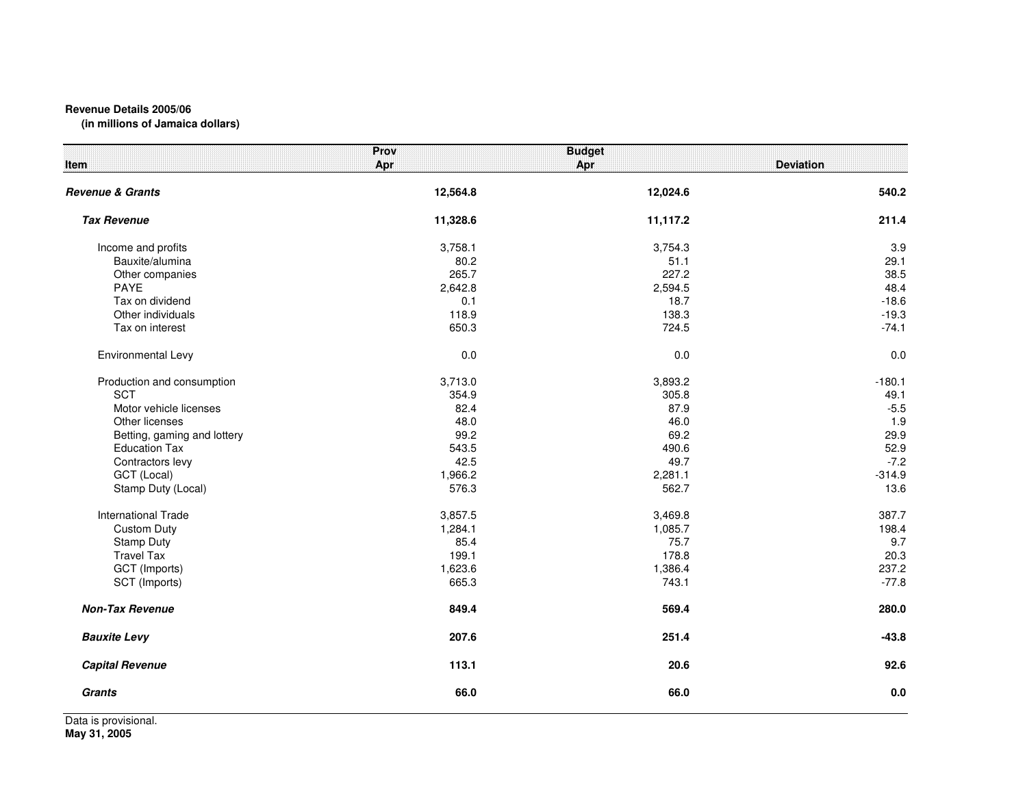**Revenue Details 2005/06**
**(in millions of Jamaica dollars)**

| Item | Prov Apr | Budget Apr | Deviation |
|---|---|---|---|
| ***Revenue & Grants*** | **12,564.8** | **12,024.6** | **540.2** |
| ***Tax Revenue*** | **11,328.6** | **11,117.2** | **211.4** |
| Income and profits | 3,758.1 | 3,754.3 | 3.9 |
| Bauxite/alumina | 80.2 | 51.1 | 29.1 |
| Other companies | 265.7 | 227.2 | 38.5 |
| PAYE | 2,642.8 | 2,594.5 | 48.4 |
| Tax on dividend | 0.1 | 18.7 | -18.6 |
| Other individuals | 118.9 | 138.3 | -19.3 |
| Tax on interest | 650.3 | 724.5 | -74.1 |
| Environmental Levy | 0.0 | 0.0 | 0.0 |
| Production and consumption | 3,713.0 | 3,893.2 | -180.1 |
| SCT | 354.9 | 305.8 | 49.1 |
| Motor vehicle licenses | 82.4 | 87.9 | -5.5 |
| Other licenses | 48.0 | 46.0 | 1.9 |
| Betting, gaming and lottery | 99.2 | 69.2 | 29.9 |
| Education Tax | 543.5 | 490.6 | 52.9 |
| Contractors levy | 42.5 | 49.7 | -7.2 |
| GCT (Local) | 1,966.2 | 2,281.1 | -314.9 |
| Stamp Duty (Local) | 576.3 | 562.7 | 13.6 |
| International Trade | 3,857.5 | 3,469.8 | 387.7 |
| Custom Duty | 1,284.1 | 1,085.7 | 198.4 |
| Stamp Duty | 85.4 | 75.7 | 9.7 |
| Travel Tax | 199.1 | 178.8 | 20.3 |
| GCT (Imports) | 1,623.6 | 1,386.4 | 237.2 |
| SCT (Imports) | 665.3 | 743.1 | -77.8 |
| ***Non-Tax Revenue*** | **849.4** | **569.4** | **280.0** |
| ***Bauxite Levy*** | **207.6** | **251.4** | **-43.8** |
| ***Capital Revenue*** | **113.1** | **20.6** | **92.6** |
| ***Grants*** | **66.0** | **66.0** | **0.0** |

Data is provisional.
**May 31, 2005**